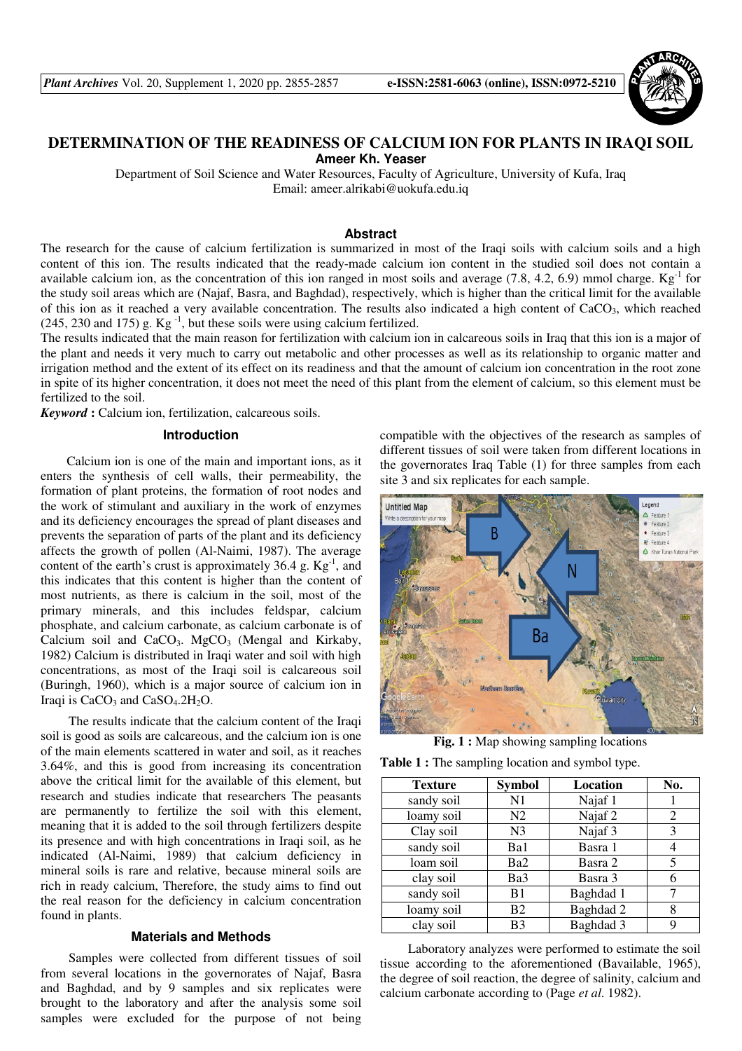# DETERMINATION OF THE READINESS OF CALCIUM ION FOR PLANTS IN IRAQI SOIL

**Ameer Kh. Yeaser**

Department of Soil Science and Water Resources, Faculty of Agriculture, University of Kufa, Iraq
Email: ameer.alrikabi@uokufa.edu.iq

## Abstract

The research for the cause of calcium fertilization is summarized in most of the Iraqi soils with calcium soils and a high content of this ion. The results indicated that the ready-made calcium ion content in the studied soil does not contain a available calcium ion, as the concentration of this ion ranged in most soils and average (7.8, 4.2, 6.9) mmol charge. $Kg^{-1}$ for the study soil areas which are (Najaf, Basra, and Baghdad), respectively, which is higher than the critical limit for the available of this ion as it reached a very available concentration. The results also indicated a high content of $CaCO_3$, which reached (245, 230 and 175) g. $Kg^{-1}$, but these soils were using calcium fertilized.

The results indicated that the main reason for fertilization with calcium ion in calcareous soils in Iraq that this ion is a major of the plant and needs it very much to carry out metabolic and other processes as well as its relationship to organic matter and irrigation method and the extent of its effect on its readiness and that the amount of calcium ion concentration in the root zone in spite of its higher concentration, it does not meet the need of this plant from the element of calcium, so this element must be fertilized to the soil.

***Keyword*** **:** Calcium ion, fertilization, calcareous soils.

## Introduction

Calcium ion is one of the main and important ions, as it enters the synthesis of cell walls, their permeability, the formation of plant proteins, the formation of root nodes and the work of stimulant and auxiliary in the work of enzymes and its deficiency encourages the spread of plant diseases and prevents the separation of parts of the plant and its deficiency affects the growth of pollen (Al-Naimi, 1987). The average content of the earth's crust is approximately 36.4 g. $Kg^{-1}$, and this indicates that this content is higher than the content of most nutrients, as there is calcium in the soil, most of the primary minerals, and this includes feldspar, calcium phosphate, and calcium carbonate, as calcium carbonate is of Calcium soil and $CaCO_3$. $MgCO_3$ (Mengal and Kirkaby, 1982) Calcium is distributed in Iraqi water and soil with high concentrations, as most of the Iraqi soil is calcareous soil (Buringh, 1960), which is a major source of calcium ion in Iraqi is $CaCO_3$ and $CaSO_4.2H_2O$.

The results indicate that the calcium content of the Iraqi soil is good as soils are calcareous, and the calcium ion is one of the main elements scattered in water and soil, as it reaches 3.64%, and this is good from increasing its concentration above the critical limit for the available of this element, but research and studies indicate that researchers The peasants are permanently to fertilize the soil with this element, meaning that it is added to the soil through fertilizers despite its presence and with high concentrations in Iraqi soil, as he indicated (Al-Naimi, 1989) that calcium deficiency in mineral soils is rare and relative, because mineral soils are rich in ready calcium, Therefore, the study aims to find out the real reason for the deficiency in calcium concentration found in plants.

## Materials and Methods

Samples were collected from different tissues of soil from several locations in the governorates of Najaf, Basra and Baghdad, and by 9 samples and six replicates were brought to the laboratory and after the analysis some soil samples were excluded for the purpose of not being compatible with the objectives of the research as samples of different tissues of soil were taken from different locations in the governorates Iraq Table (1) for three samples from each site 3 and six replicates for each sample.

**Fig. 1 :** Map showing sampling locations

**Table 1 :** The sampling location and symbol type.

| Texture | Symbol | Location | No. |
|---|---|---|---|
| sandy soil | N1 | Najaf 1 | 1 |
| loamy soil | N2 | Najaf 2 | 2 |
| Clay soil | N3 | Najaf 3 | 3 |
| sandy soil | Ba1 | Basra 1 | 4 |
| loam soil | Ba2 | Basra 2 | 5 |
| clay soil | Ba3 | Basra 3 | 6 |
| sandy soil | B1 | Baghdad 1 | 7 |
| loamy soil | B2 | Baghdad 2 | 8 |
| clay soil | B3 | Baghdad 3 | 9 |

Laboratory analyzes were performed to estimate the soil tissue according to the aforementioned (Bavailable, 1965), the degree of soil reaction, the degree of salinity, calcium and calcium carbonate according to (Page *et al.* 1982).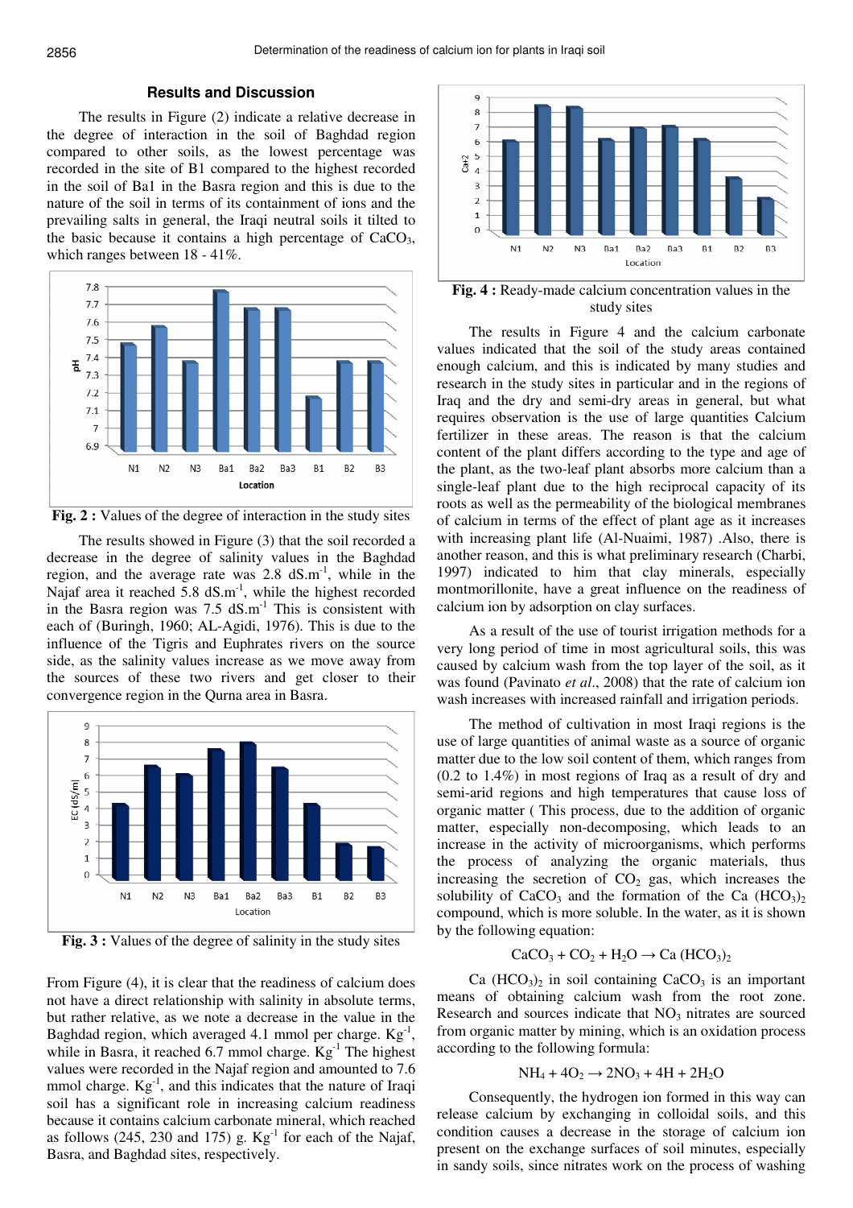## Results and Discussion

The results in Figure (2) indicate a relative decrease in the degree of interaction in the soil of Baghdad region compared to other soils, as the lowest percentage was recorded in the site of B1 compared to the highest recorded in the soil of Ba1 in the Basra region and this is due to the nature of the soil in terms of its containment of ions and the prevailing salts in general, the Iraqi neutral soils it tilted to the basic because it contains a high percentage of $CaCO_3$, which ranges between 18 - 41%.

**Fig. 2 :** Values of the degree of interaction in the study sites

The results showed in Figure (3) that the soil recorded a decrease in the degree of salinity values in the Baghdad region, and the average rate was 2.8 $dS.m^{-1}$, while in the Najaf area it reached 5.8 $dS.m^{-1}$, while the highest recorded in the Basra region was 7.5 $dS.m^{-1}$ This is consistent with each of (Buringh, 1960; AL-Agidi, 1976). This is due to the influence of the Tigris and Euphrates rivers on the source side, as the salinity values increase as we move away from the sources of these two rivers and get closer to their convergence region in the Qurna area in Basra.

**Fig. 3 :** Values of the degree of salinity in the study sites

From Figure (4), it is clear that the readiness of calcium does not have a direct relationship with salinity in absolute terms, but rather relative, as we note a decrease in the value in the Baghdad region, which averaged 4.1 mmol per charge. $Kg^{-1}$, while in Basra, it reached 6.7 mmol charge. $Kg^{-1}$ The highest values were recorded in the Najaf region and amounted to 7.6 mmol charge. $Kg^{-1}$, and this indicates that the nature of Iraqi soil has a significant role in increasing calcium readiness because it contains calcium carbonate mineral, which reached as follows (245, 230 and 175) g. $Kg^{-1}$ for each of the Najaf, Basra, and Baghdad sites, respectively.

**Fig. 4 :** Ready-made calcium concentration values in the study sites

The results in Figure 4 and the calcium carbonate values indicated that the soil of the study areas contained enough calcium, and this is indicated by many studies and research in the study sites in particular and in the regions of Iraq and the dry and semi-dry areas in general, but what requires observation is the use of large quantities Calcium fertilizer in these areas. The reason is that the calcium content of the plant differs according to the type and age of the plant, as the two-leaf plant absorbs more calcium than a single-leaf plant due to the high reciprocal capacity of its roots as well as the permeability of the biological membranes of calcium in terms of the effect of plant age as it increases with increasing plant life (Al-Nuaimi, 1987) .Also, there is another reason, and this is what preliminary research (Charbi, 1997) indicated to him that clay minerals, especially montmorillonite, have a great influence on the readiness of calcium ion by adsorption on clay surfaces.

As a result of the use of tourist irrigation methods for a very long period of time in most agricultural soils, this was caused by calcium wash from the top layer of the soil, as it was found (Pavinato *et al*., 2008) that the rate of calcium ion wash increases with increased rainfall and irrigation periods.

The method of cultivation in most Iraqi regions is the use of large quantities of animal waste as a source of organic matter due to the low soil content of them, which ranges from (0.2 to 1.4%) in most regions of Iraq as a result of dry and semi-arid regions and high temperatures that cause loss of organic matter ( This process, due to the addition of organic matter, especially non-decomposing, which leads to an increase in the activity of microorganisms, which performs the process of analyzing the organic materials, thus increasing the secretion of $CO_2$ gas, which increases the solubility of $CaCO_3$ and the formation of the $Ca(HCO_3)_2$ compound, which is more soluble. In the water, as it is shown by the following equation:

$$CaCO_3 + CO_2 + H_2O \rightarrow Ca(HCO_3)_2$$

$Ca(HCO_3)_2$ in soil containing $CaCO_3$ is an important means of obtaining calcium wash from the root zone. Research and sources indicate that $NO_3$ nitrates are sourced from organic matter by mining, which is an oxidation process according to the following formula:

$$NH_4 + 4O_2 \rightarrow 2NO_3 + 4H + 2H_2O$$

Consequently, the hydrogen ion formed in this way can release calcium by exchanging in colloidal soils, and this condition causes a decrease in the storage of calcium ion present on the exchange surfaces of soil minutes, especially in sandy soils, since nitrates work on the process of washing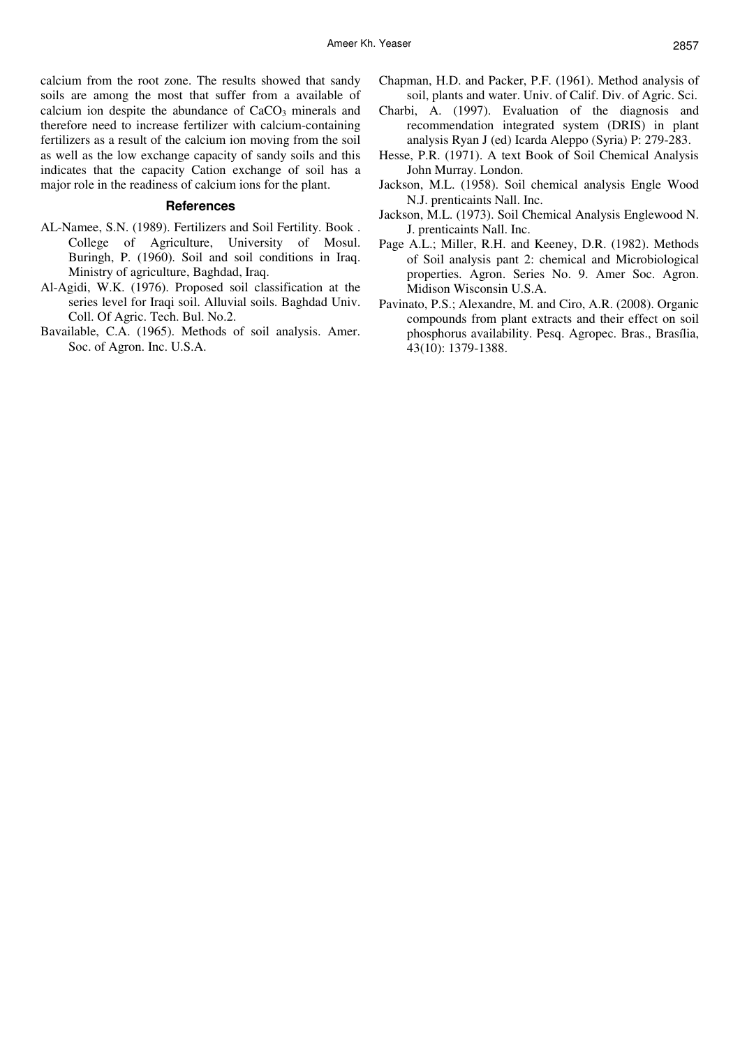calcium from the root zone. The results showed that sandy soils are among the most that suffer from a available of calcium ion despite the abundance of $CaCO_3$ minerals and therefore need to increase fertilizer with calcium-containing fertilizers as a result of the calcium ion moving from the soil as well as the low exchange capacity of sandy soils and this indicates that the capacity Cation exchange of soil has a major role in the readiness of calcium ions for the plant.

## References

AL-Namee, S.N. (1989). Fertilizers and Soil Fertility. Book . College of Agriculture, University of Mosul. Buringh, P. (1960). Soil and soil conditions in Iraq. Ministry of agriculture, Baghdad, Iraq.

Al-Agidi, W.K. (1976). Proposed soil classification at the series level for Iraqi soil. Alluvial soils. Baghdad Univ. Coll. Of Agric. Tech. Bul. No.2.

Bavailable, C.A. (1965). Methods of soil analysis. Amer. Soc. of Agron. Inc. U.S.A.

Chapman, H.D. and Packer, P.F. (1961). Method analysis of soil, plants and water. Univ. of Calif. Div. of Agric. Sci.

Charbi, A. (1997). Evaluation of the diagnosis and recommendation integrated system (DRIS) in plant analysis Ryan J (ed) Icarda Aleppo (Syria) P: 279-283.

Hesse, P.R. (1971). A text Book of Soil Chemical Analysis John Murray. London.

Jackson, M.L. (1958). Soil chemical analysis Engle Wood N.J. prenticaints Nall. Inc.

Jackson, M.L. (1973). Soil Chemical Analysis Englewood N. J. prenticaints Nall. Inc.

Page A.L.; Miller, R.H. and Keeney, D.R. (1982). Methods of Soil analysis pant 2: chemical and Microbiological properties. Agron. Series No. 9. Amer Soc. Agron. Midison Wisconsin U.S.A.

Pavinato, P.S.; Alexandre, M. and Ciro, A.R. (2008). Organic compounds from plant extracts and their effect on soil phosphorus availability. Pesq. Agropec. Bras., Brasília, 43(10): 1379-1388.